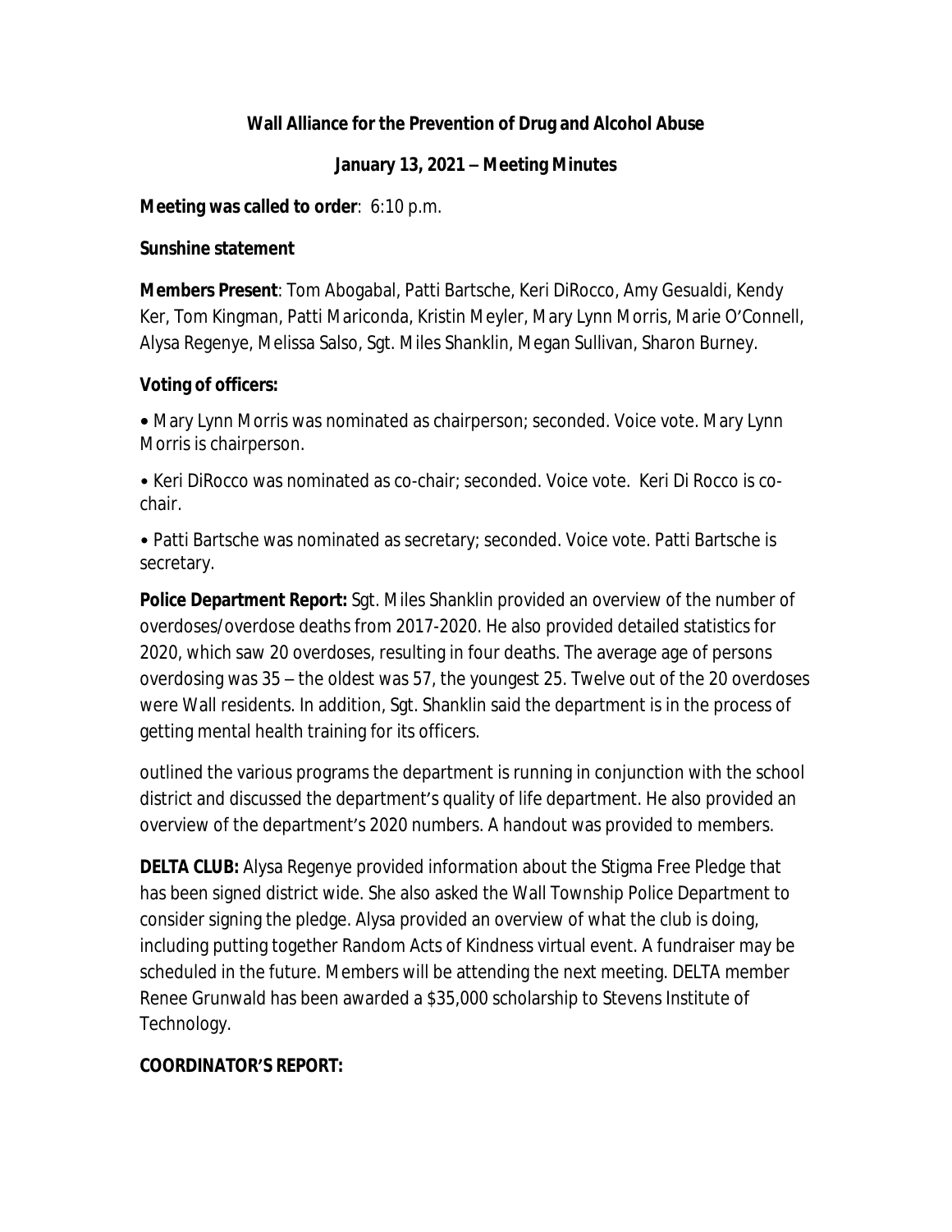**Wall Alliance for the Prevention of Drug and Alcohol Abuse**

**January 13, 2021 – Meeting Minutes**

**Meeting was called to order**: 6:10 p.m.

**Sunshine statement**

**Members Present**: Tom Abogabal, Patti Bartsche, Keri DiRocco, Amy Gesualdi, Kendy Ker, Tom Kingman, Patti Mariconda, Kristin Meyler, Mary Lynn Morris, Marie O'Connell, Alysa Regenye, Melissa Salso, Sgt. Miles Shanklin, Megan Sullivan, Sharon Burney.

**Voting of officers:**

- Mary Lynn Morris was nominated as chairperson; seconded. Voice vote. Mary Lynn Morris is chairperson.
- Keri DiRocco was nominated as co-chair; seconded. Voice vote. Keri Di Rocco is co-chair.
- Patti Bartsche was nominated as secretary; seconded. Voice vote. Patti Bartsche is secretary.

**Police Department Report:** Sgt. Miles Shanklin provided an overview of the number of overdoses/overdose deaths from 2017-2020. He also provided detailed statistics for 2020, which saw 20 overdoses, resulting in four deaths. The average age of persons overdosing was 35 – the oldest was 57, the youngest 25. Twelve out of the 20 overdoses were Wall residents. In addition, Sgt. Shanklin said the department is in the process of getting mental health training for its officers.

outlined the various programs the department is running in conjunction with the school district and discussed the department's quality of life department. He also provided an overview of the department's 2020 numbers. A handout was provided to members.

**DELTA CLUB:** Alysa Regenye provided information about the Stigma Free Pledge that has been signed district wide. She also asked the Wall Township Police Department to consider signing the pledge. Alysa provided an overview of what the club is doing, including putting together Random Acts of Kindness virtual event. A fundraiser may be scheduled in the future. Members will be attending the next meeting. DELTA member Renee Grunwald has been awarded a $35,000 scholarship to Stevens Institute of Technology.

**COORDINATOR'S REPORT:**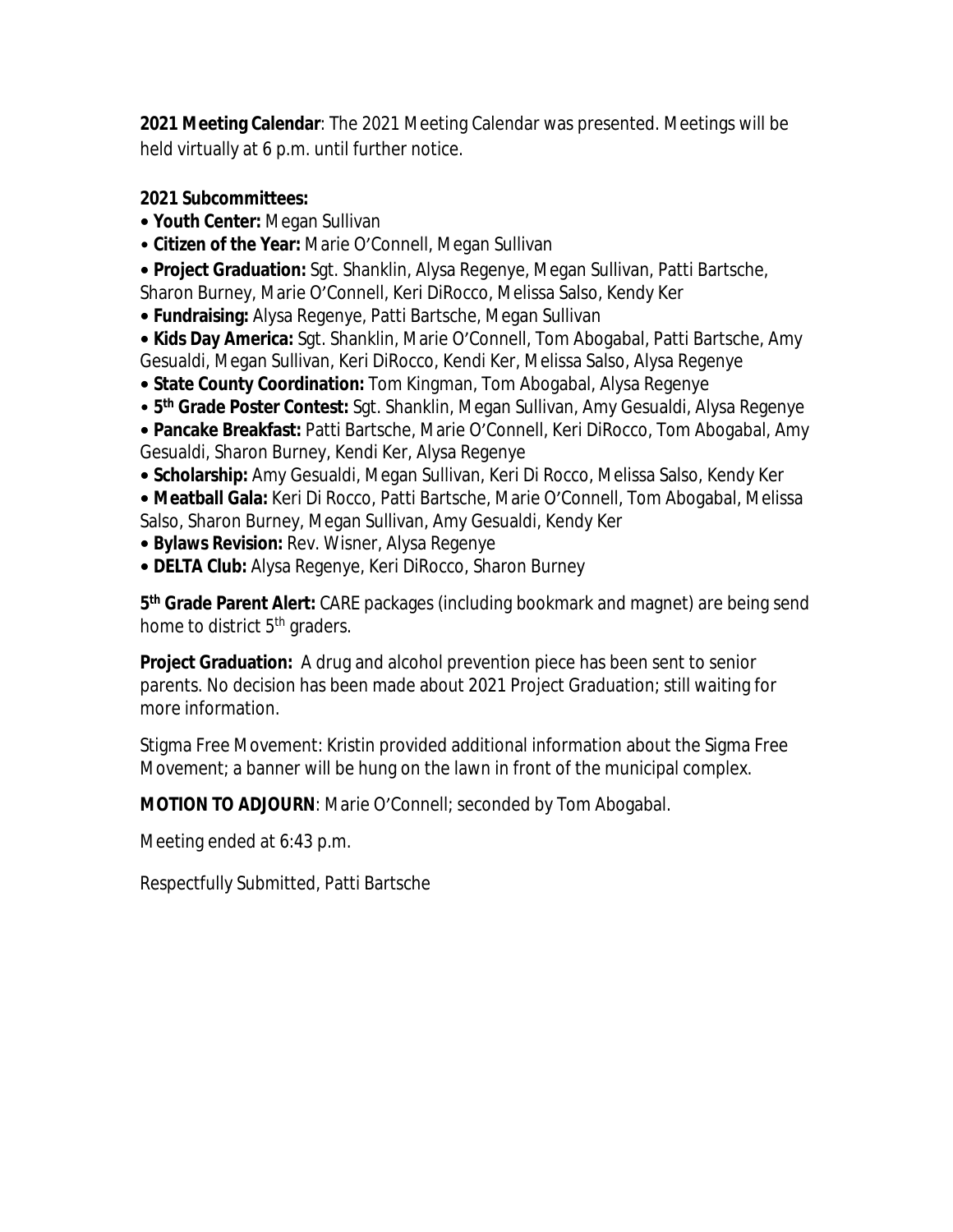**2021 Meeting Calendar**: The 2021 Meeting Calendar was presented. Meetings will be held virtually at 6 p.m. until further notice.

**2021 Subcommittees:**

- **Youth Center:** Megan Sullivan
- **Citizen of the Year:** Marie O'Connell, Megan Sullivan
- **Project Graduation:** Sgt. Shanklin, Alysa Regenye, Megan Sullivan, Patti Bartsche, Sharon Burney, Marie O'Connell, Keri DiRocco, Melissa Salso, Kendy Ker
- **Fundraising:** Alysa Regenye, Patti Bartsche, Megan Sullivan
- **Kids Day America:** Sgt. Shanklin, Marie O'Connell, Tom Abogabal, Patti Bartsche, Amy Gesualdi, Megan Sullivan, Keri DiRocco, Kendi Ker, Melissa Salso, Alysa Regenye
- **State County Coordination:** Tom Kingman, Tom Abogabal, Alysa Regenye
- **5th Grade Poster Contest:** Sgt. Shanklin, Megan Sullivan, Amy Gesualdi, Alysa Regenye
- **Pancake Breakfast:** Patti Bartsche, Marie O'Connell, Keri DiRocco, Tom Abogabal, Amy Gesualdi, Sharon Burney, Kendi Ker, Alysa Regenye
- **Scholarship:** Amy Gesualdi, Megan Sullivan, Keri Di Rocco, Melissa Salso, Kendy Ker
- **Meatball Gala:** Keri Di Rocco, Patti Bartsche, Marie O'Connell, Tom Abogabal, Melissa Salso, Sharon Burney, Megan Sullivan, Amy Gesualdi, Kendy Ker
- **Bylaws Revision:** Rev. Wisner, Alysa Regenye
- **DELTA Club:** Alysa Regenye, Keri DiRocco, Sharon Burney

**5th Grade Parent Alert:** CARE packages (including bookmark and magnet) are being send home to district 5th graders.

**Project Graduation:** A drug and alcohol prevention piece has been sent to senior parents. No decision has been made about 2021 Project Graduation; still waiting for more information.

Stigma Free Movement: Kristin provided additional information about the Sigma Free Movement; a banner will be hung on the lawn in front of the municipal complex.

**MOTION TO ADJOURN**: Marie O'Connell; seconded by Tom Abogabal.

Meeting ended at 6:43 p.m.

Respectfully Submitted, Patti Bartsche